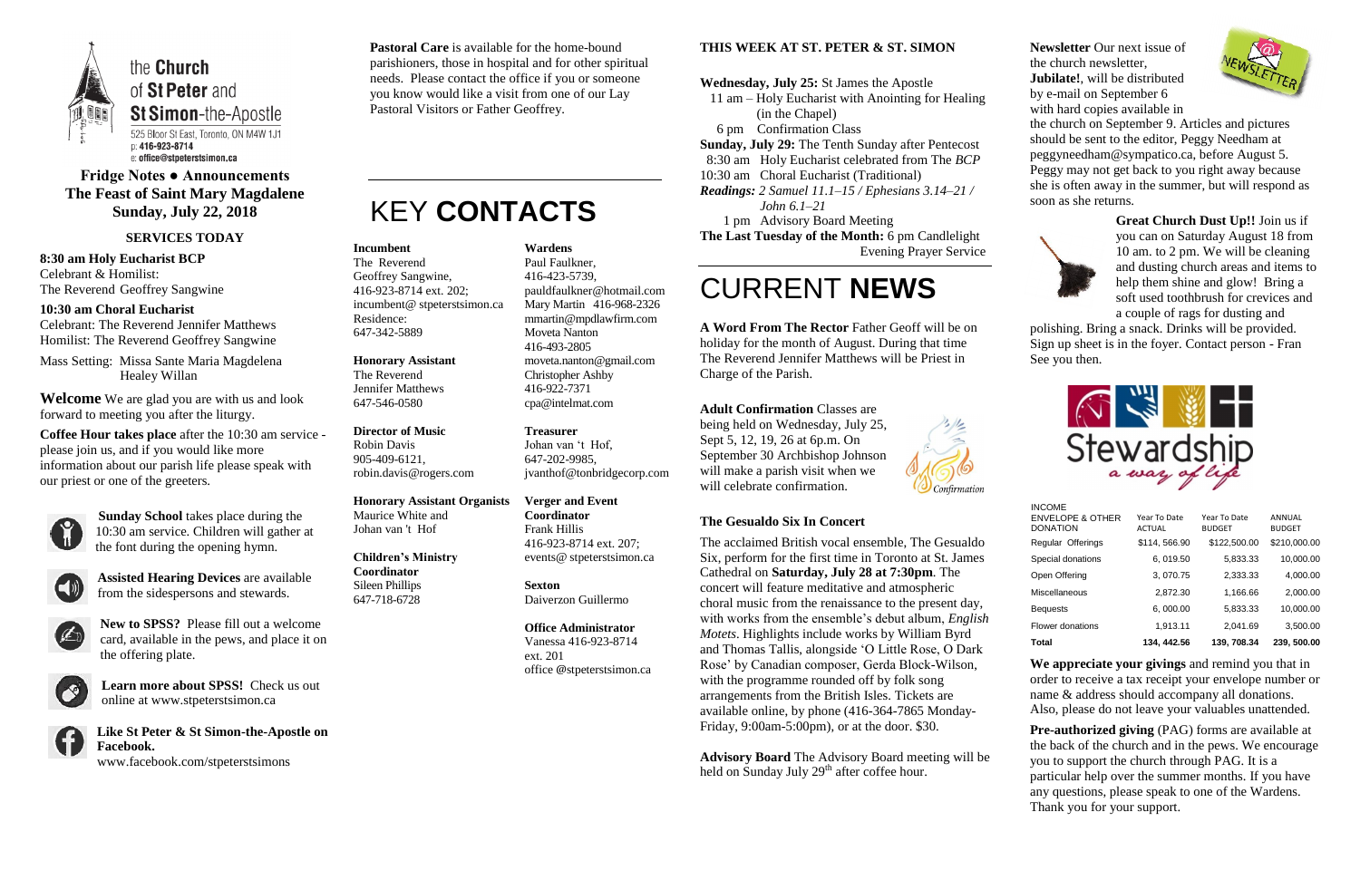the **Church** of **St Peter** and **St Simon**-the-Apostle

525 Bloor St East, Toronto, ON M4W 1J1
p: 416-923-8714
e: office@stpeterstsimon.ca

# Fridge Notes ● Announcements
# The Feast of Saint Mary Magdalene
# Sunday, July 22, 2018

## SERVICES TODAY

**8:30 am Holy Eucharist BCP**
Celebrant & Homilist:
The Reverend Geoffrey Sangwine

**10:30 am Choral Eucharist**
Celebrant: The Reverend Jennifer Matthews
Homilist: The Reverend Geoffrey Sangwine

Mass Setting: Missa Sante Maria Magdelena Healey Willan

**Welcome** We are glad you are with us and look forward to meeting you after the liturgy.

**Coffee Hour takes place** after the 10:30 am service - please join us, and if you would like more information about our parish life please speak with our priest or one of the greeters.

**Sunday School** takes place during the 10:30 am service. Children will gather at the font during the opening hymn.

**Assisted Hearing Devices** are available from the sidespersons and stewards.

**New to SPSS?** Please fill out a welcome card, available in the pews, and place it on the offering plate.

**Learn more about SPSS!** Check us out online at www.stpeterstsimon.ca

**Like St Peter & St Simon-the-Apostle on Facebook.**
www.facebook.com/stpeterstsimons

**Pastoral Care** is available for the home-bound parishioners, those in hospital and for other spiritual needs. Please contact the office if you or someone you know would like a visit from one of our Lay Pastoral Visitors or Father Geoffrey.

# KEY **CONTACTS**

**Incumbent**
The Reverend
Geoffrey Sangwine,
416-923-8714 ext. 202;
incumbent@ stpeterstsimon.ca
Residence:
647-342-5889

**Honorary Assistant**
The Reverend
Jennifer Matthews
647-546-0580

**Director of Music**
Robin Davis
905-409-6121,
robin.davis@rogers.com

**Honorary Assistant Organists**
Maurice White and
Johan van 't Hof

**Children's Ministry Coordinator**
Sileen Phillips
647-718-6728

**Wardens**
Paul Faulkner,
416-423-5739,
pauldfaulkner@hotmail.com
Mary Martin 416-968-2326
mmartin@mpdlawfirm.com
Moveta Nanton
416-493-2805
moveta.nanton@gmail.com
Christopher Ashby
416-922-7371
cpa@intelmat.com

**Treasurer**
Johan van 't Hof,
647-202-9985,
jvanthof@tonbridgecorp.com

**Verger and Event Coordinator**
Frank Hillis
416-923-8714 ext. 207;
events@ stpeterstsimon.ca

**Sexton**
Daiverzon Guillermo

**Office Administrator**
Vanessa 416-923-8714
ext. 201
office @stpeterstsimon.ca

## THIS WEEK AT ST. PETER & ST. SIMON

**Wednesday, July 25:** St James the Apostle
11 am – Holy Eucharist with Anointing for Healing (in the Chapel)
6 pm Confirmation Class

**Sunday, July 29:** The Tenth Sunday after Pentecost
8:30 am Holy Eucharist celebrated from The *BCP*
10:30 am Choral Eucharist (Traditional)
*Readings: 2 Samuel 11.1–15 / Ephesians 3.14–21 / John 6.1–21*
1 pm Advisory Board Meeting

**The Last Tuesday of the Month:** 6 pm Candlelight Evening Prayer Service

# CURRENT **NEWS**

**A Word From The Rector** Father Geoff will be on holiday for the month of August. During that time The Reverend Jennifer Matthews will be Priest in Charge of the Parish.

**Adult Confirmation** Classes are being held on Wednesday, July 25, Sept 5, 12, 19, 26 at 6p.m. On September 30 Archbishop Johnson will make a parish visit when we will celebrate confirmation.

### The Gesualdo Six In Concert

The acclaimed British vocal ensemble, The Gesualdo Six, perform for the first time in Toronto at St. James Cathedral on **Saturday, July 28 at 7:30pm**. The concert will feature meditative and atmospheric choral music from the renaissance to the present day, with works from the ensemble's debut album, *English Motets*. Highlights include works by William Byrd and Thomas Tallis, alongside 'O Little Rose, O Dark Rose' by Canadian composer, Gerda Block-Wilson, with the programme rounded off by folk song arrangements from the British Isles. Tickets are available online, by phone (416-364-7865 Monday-Friday, 9:00am-5:00pm), or at the door. $30.

**Advisory Board** The Advisory Board meeting will be held on Sunday July 29th after coffee hour.

**Newsletter** Our next issue of the church newsletter, **Jubilate!**, will be distributed by e-mail on September 6 with hard copies available in the church on September 9. Articles and pictures should be sent to the editor, Peggy Needham at peggyneedham@sympatico.ca, before August 5. Peggy may not get back to you right away because she is often away in the summer, but will respond as soon as she returns.

**Great Church Dust Up!!** Join us if you can on Saturday August 18 from 10 am. to 2 pm. We will be cleaning and dusting church areas and items to help them shine and glow! Bring a soft used toothbrush for crevices and a couple of rags for dusting and polishing. Bring a snack. Drinks will be provided. Sign up sheet is in the foyer. Contact person - Fran See you then.

Stewardship *a way of life*

| INCOME ENVELOPE & OTHER DONATION | Year To Date ACTUAL | Year To Date BUDGET | ANNUAL BUDGET |
|---|---|---|---|
| Regular Offerings | $114, 566.90 | $122,500.00 | $210,000.00 |
| Special donations | 6, 019.50 | 5,833.33 | 10,000.00 |
| Open Offering | 3, 070.75 | 2,333.33 | 4,000.00 |
| Miscellaneous | 2,872.30 | 1,166.66 | 2,000.00 |
| Bequests | 6, 000.00 | 5,833.33 | 10,000.00 |
| Flower donations | 1,913.11 | 2,041.69 | 3,500.00 |
| **Total** | **134, 442.56** | **139, 708.34** | **239, 500.00** |

**We appreciate your givings** and remind you that in order to receive a tax receipt your envelope number or name & address should accompany all donations. Also, please do not leave your valuables unattended.

**Pre-authorized giving** (PAG) forms are available at the back of the church and in the pews. We encourage you to support the church through PAG. It is a particular help over the summer months. If you have any questions, please speak to one of the Wardens. Thank you for your support.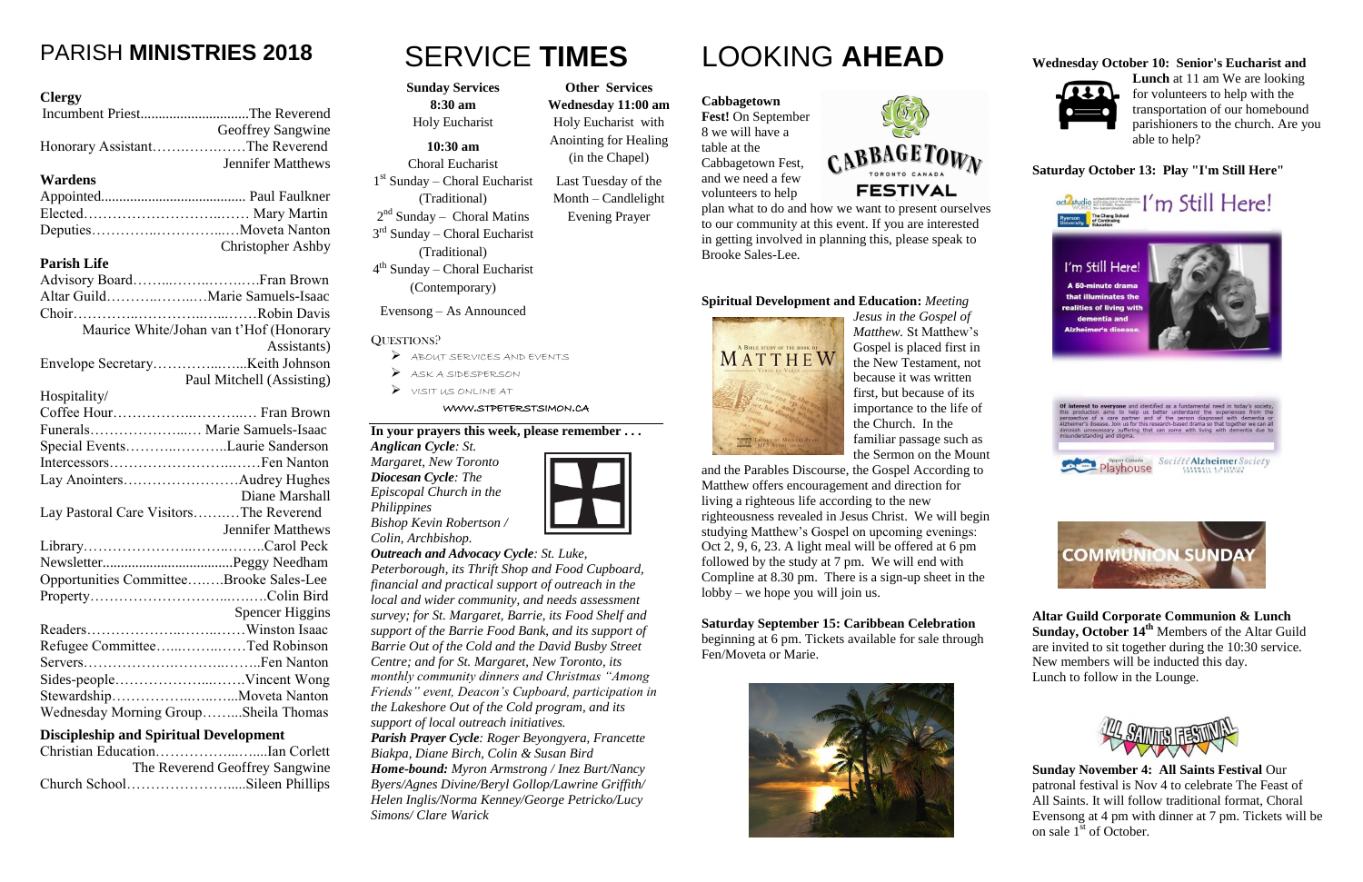# PARISH **MINISTRIES 2018**

### Clergy

Incumbent Priest............................The Reverend Geoffrey Sangwine
Honorary Assistant……….………The Reverend Jennifer Matthews

### Wardens

Appointed...................................... Paul Faulkner
Elected………………………..…… Mary Martin
Deputies…………..…………..….Moveta Nanton
Christopher Ashby

### Parish Life

Advisory Board……..……..….……Fran Brown
Altar Guild……….……..…Marie Samuels-Isaac
Choir…………..………..…..….….Robin Davis
Maurice White/Johan van t'Hof (Honorary Assistants)
Envelope Secretary……………...…...Keith Johnson
Paul Mitchell (Assisting)
Hospitality/
Coffee Hour……………..……….… Fran Brown
Funerals…………………...… Marie Samuels-Isaac
Special Events……….……….Laurie Sanderson
Intercessors……………………...…Fen Nanton
Lay Anointers……………………Audrey Hughes
Diane Marshall
Lay Pastoral Care Visitors…….…The Reverend Jennifer Matthews
Library…………………..……..…….Carol Peck
Newsletter..................................Peggy Needham
Opportunities Committee….….Brooke Sales-Lee
Property…………………………...……Colin Bird
Spencer Higgins
Readers………………..……..……Winston Isaac
Refugee Committee…..…….…….Ted Robinson
Servers……………….………..……..Fen Nanton
Sides-people………………....…….Vincent Wong
Stewardship……………..….….…..Moveta Nanton
Wednesday Morning Group……...Sheila Thomas

### Discipleship and Spiritual Development

Christian Education……………..…....Ian Corlett
The Reverend Geoffrey Sangwine
Church School…………………......Sileen Phillips

# SERVICE **TIMES**

**Sunday Services**

**8:30 am**
Holy Eucharist

**10:30 am**
Choral Eucharist
1st Sunday – Choral Eucharist (Traditional)
2nd Sunday – Choral Matins
3rd Sunday – Choral Eucharist (Traditional)
4th Sunday – Choral Eucharist (Contemporary)

Evensong – As Announced

**Other Services**

**Wednesday 11:00 am**
Holy Eucharist with Anointing for Healing (in the Chapel)

Last Tuesday of the Month – Candlelight Evening Prayer

QUESTIONS?

- ABOUT SERVICES AND EVENTS
- ASK A SIDESPERSON
- VISIT US ONLINE AT

WWW.STPETERSTSIMON.CA

**In your prayers this week, please remember . . .**

***Anglican Cycle****: St. Margaret, New Toronto*
***Diocesan Cycle****: The Episcopal Church in the Philippines*
*Bishop Kevin Robertson / Colin, Archbishop.*
***Outreach and Advocacy Cycle****: St. Luke, Peterborough, its Thrift Shop and Food Cupboard, financial and practical support of outreach in the local and wider community, and needs assessment survey; for St. Margaret, Barrie, its Food Shelf and support of the Barrie Food Bank, and its support of Barrie Out of the Cold and the David Busby Street Centre; and for St. Margaret, New Toronto, its monthly community dinners and Christmas "Among Friends" event, Deacon's Cupboard, participation in the Lakeshore Out of the Cold program, and its support of local outreach initiatives.*
***Parish Prayer Cycle****: Roger Beyongyera, Francette Biakpa, Diane Birch, Colin & Susan Bird*
***Home-bound:*** *Myron Armstrong / Inez Burt/Nancy Byers/Agnes Divine/Beryl Gollop/Lawrine Griffith/ Helen Inglis/Norma Kenney/George Petricko/Lucy Simons/ Clare Warick*

# LOOKING **AHEAD**

**Cabbagetown Fest!** On September 8 we will have a table at the Cabbagetown Fest, and we need a few volunteers to help plan what to do and how we want to present ourselves to our community at this event. If you are interested in getting involved in planning this, please speak to Brooke Sales-Lee.

**Spiritual Development and Education:** *Meeting Jesus in the Gospel of Matthew.* St Matthew's Gospel is placed first in the New Testament, not because it was written first, but because of its importance to the life of the Church. In the familiar passage such as the Sermon on the Mount and the Parables Discourse, the Gospel According to Matthew offers encouragement and direction for living a righteous life according to the new righteousness revealed in Jesus Christ. We will begin studying Matthew's Gospel on upcoming evenings: Oct 2, 9, 6, 23. A light meal will be offered at 6 pm followed by the study at 7 pm. We will end with Compline at 8.30 pm. There is a sign-up sheet in the lobby – we hope you will join us.

**Saturday September 15: Caribbean Celebration** beginning at 6 pm. Tickets available for sale through Fen/Moveta or Marie.

**Wednesday October 10: Senior's Eucharist and Lunch** at 11 am We are looking for volunteers to help with the transportation of our homebound parishioners to the church. Are you able to help?

**Saturday October 13: Play "I'm Still Here"**

**Altar Guild Corporate Communion & Lunch Sunday, October 14th** Members of the Altar Guild are invited to sit together during the 10:30 service. New members will be inducted this day. Lunch to follow in the Lounge.

**Sunday November 4: All Saints Festival** Our patronal festival is Nov 4 to celebrate The Feast of All Saints. It will follow traditional format, Choral Evensong at 4 pm with dinner at 7 pm. Tickets will be on sale 1st of October.